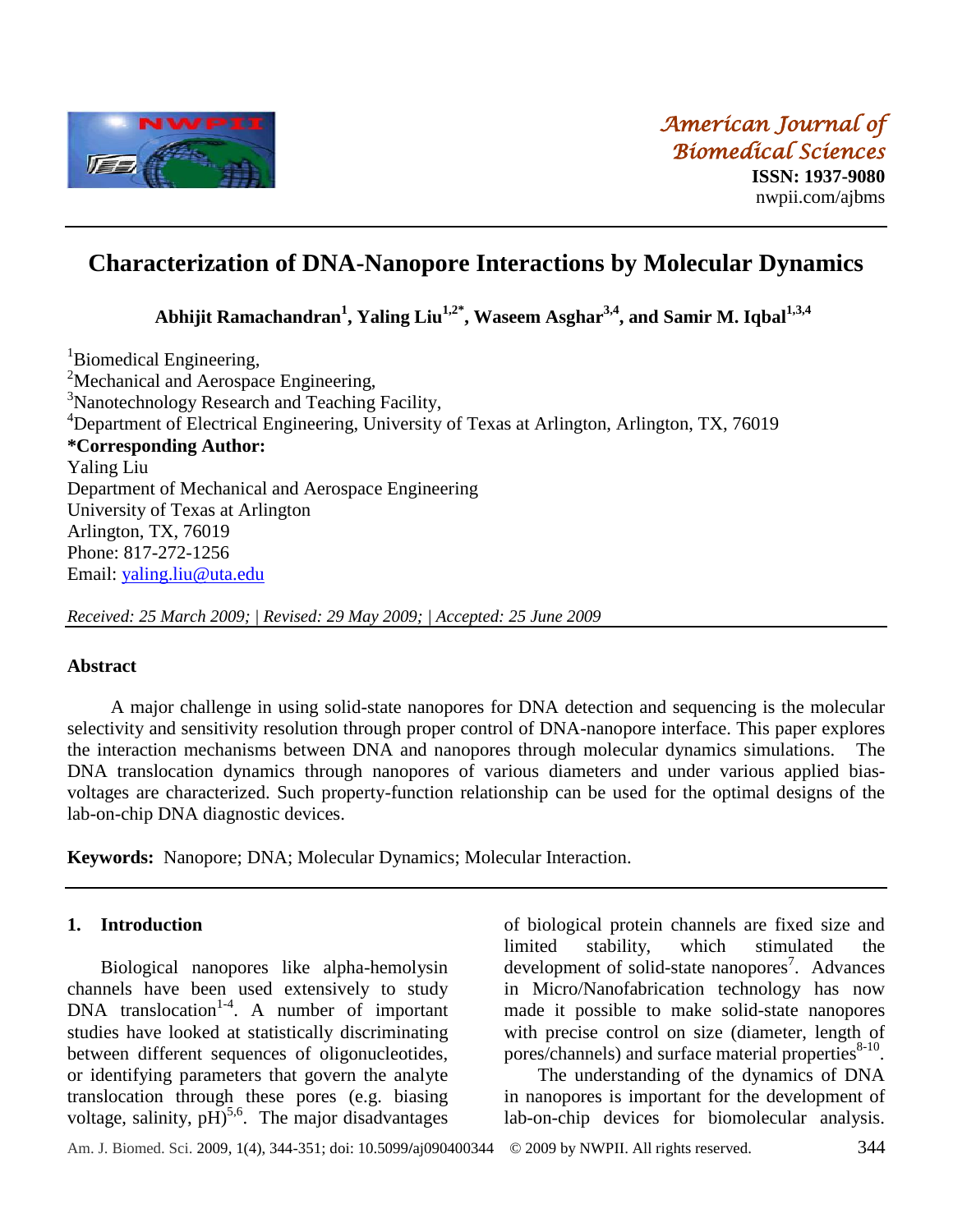*American Journal of Biomedical Sciences*

**ISSN: 1937-9080**

nwpii.com/ajbms

# Characterization of DNA-Nanopore Interactions by Molecular Dynamics

**Abhijit Ramachandran[1], Yaling Liu[1,2*], Waseem Asghar[3,4], and Samir M. Iqbal[1,3,4]**

[1]Biomedical Engineering,
[2]Mechanical and Aerospace Engineering,
[3]Nanotechnology Research and Teaching Facility,
[4]Department of Electrical Engineering, University of Texas at Arlington, Arlington, TX, 76019

**\*Corresponding Author:**
Yaling Liu
Department of Mechanical and Aerospace Engineering
University of Texas at Arlington
Arlington, TX, 76019
Phone: 817-272-1256
Email: yaling.liu@uta.edu

*Received: 25 March 2009; | Revised: 29 May 2009; | Accepted: 25 June 2009*

## Abstract

A major challenge in using solid-state nanopores for DNA detection and sequencing is the molecular selectivity and sensitivity resolution through proper control of DNA-nanopore interface. This paper explores the interaction mechanisms between DNA and nanopores through molecular dynamics simulations. The DNA translocation dynamics through nanopores of various diameters and under various applied bias-voltages are characterized. Such property-function relationship can be used for the optimal designs of the lab-on-chip DNA diagnostic devices.

**Keywords:** Nanopore; DNA; Molecular Dynamics; Molecular Interaction.

## 1. Introduction

Biological nanopores like alpha-hemolysin channels have been used extensively to study DNA translocation[1-4]. A number of important studies have looked at statistically discriminating between different sequences of oligonucleotides, or identifying parameters that govern the analyte translocation through these pores (e.g. biasing voltage, salinity, pH)[5,6]. The major disadvantages of biological protein channels are fixed size and limited stability, which stimulated the development of solid-state nanopores[7]. Advances in Micro/Nanofabrication technology has now made it possible to make solid-state nanopores with precise control on size (diameter, length of pores/channels) and surface material properties[8-10].

The understanding of the dynamics of DNA in nanopores is important for the development of lab-on-chip devices for biomolecular analysis.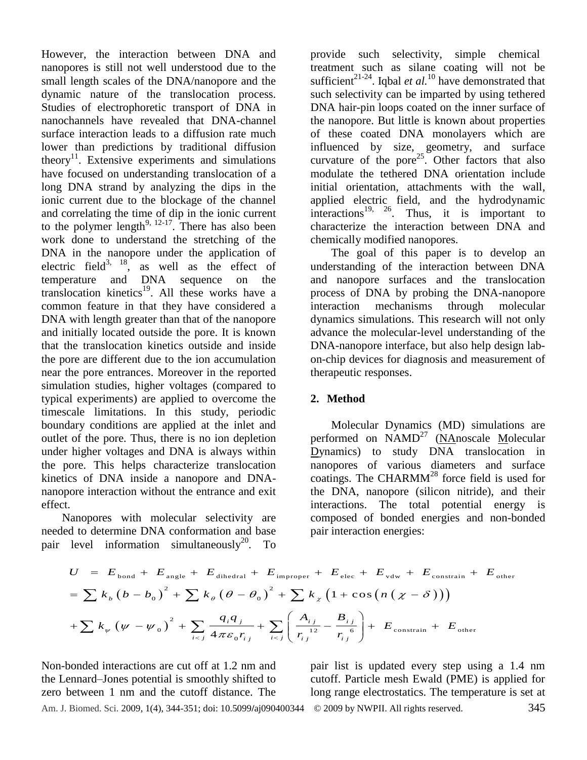However, the interaction between DNA and nanopores is still not well understood due to the small length scales of the DNA/nanopore and the dynamic nature of the translocation process. Studies of electrophoretic transport of DNA in nanochannels have revealed that DNA-channel surface interaction leads to a diffusion rate much lower than predictions by traditional diffusion theory[11]. Extensive experiments and simulations have focused on understanding translocation of a long DNA strand by analyzing the dips in the ionic current due to the blockage of the channel and correlating the time of dip in the ionic current to the polymer length[9, 12-17]. There has also been work done to understand the stretching of the DNA in the nanopore under the application of electric field[3, 18], as well as the effect of temperature and DNA sequence on the translocation kinetics[19]. All these works have a common feature in that they have considered a DNA with length greater than that of the nanopore and initially located outside the pore. It is known that the translocation kinetics outside and inside the pore are different due to the ion accumulation near the pore entrances. Moreover in the reported simulation studies, higher voltages (compared to typical experiments) are applied to overcome the timescale limitations. In this study, periodic boundary conditions are applied at the inlet and outlet of the pore. Thus, there is no ion depletion under higher voltages and DNA is always within the pore. This helps characterize translocation kinetics of DNA inside a nanopore and DNA-nanopore interaction without the entrance and exit effect.

Nanopores with molecular selectivity are needed to determine DNA conformation and base pair level information simultaneously[20]. To provide such selectivity, simple chemical treatment such as silane coating will not be sufficient[21-24]. Iqbal *et al.*[10] have demonstrated that such selectivity can be imparted by using tethered DNA hair-pin loops coated on the inner surface of the nanopore. But little is known about properties of these coated DNA monolayers which are influenced by size, geometry, and surface curvature of the pore[25]. Other factors that also modulate the tethered DNA orientation include initial orientation, attachments with the wall, applied electric field, and the hydrodynamic interactions[19, 26]. Thus, it is important to characterize the interaction between DNA and chemically modified nanopores.

The goal of this paper is to develop an understanding of the interaction between DNA and nanopore surfaces and the translocation process of DNA by probing the DNA-nanopore interaction mechanisms through molecular dynamics simulations. This research will not only advance the molecular-level understanding of the DNA-nanopore interface, but also help design lab-on-chip devices for diagnosis and measurement of therapeutic responses.

## 2. Method

Molecular Dynamics (MD) simulations are performed on NAMD[27] (NAnoscale Molecular Dynamics) to study DNA translocation in nanopores of various diameters and surface coatings. The CHARMM[28] force field is used for the DNA, nanopore (silicon nitride), and their interactions. The total potential energy is composed of bonded energies and non-bonded pair interaction energies:

$$
\begin{aligned}
U &= E_{\text{bond}} + E_{\text{angle}} + E_{\text{dihedral}} + E_{\text{improper}} + E_{\text{elec}} + E_{\text{vdw}} + E_{\text{constrain}} + E_{\text{other}} \\
&= \sum k_b (b - b_0)^2 + \sum k_\theta (\theta - \theta_0)^2 + \sum k_\chi \left(1 + \cos\left(n(\chi - \delta)\right)\right) \\
&+ \sum k_\psi (\psi - \psi_0)^2 + \sum_{i<j} \frac{q_i q_j}{4\pi\varepsilon_0 r_{ij}} + \sum_{i<j} \left( \frac{A_{ij}}{r_{ij}^{12}} - \frac{B_{ij}}{r_{ij}^{6}} \right) + E_{\text{constrain}} + E_{\text{other}}
\end{aligned}
$$

Non-bonded interactions are cut off at 1.2 nm and the Lennard–Jones potential is smoothly shifted to zero between 1 nm and the cutoff distance. The pair list is updated every step using a 1.4 nm cutoff. Particle mesh Ewald (PME) is applied for long range electrostatics. The temperature is set at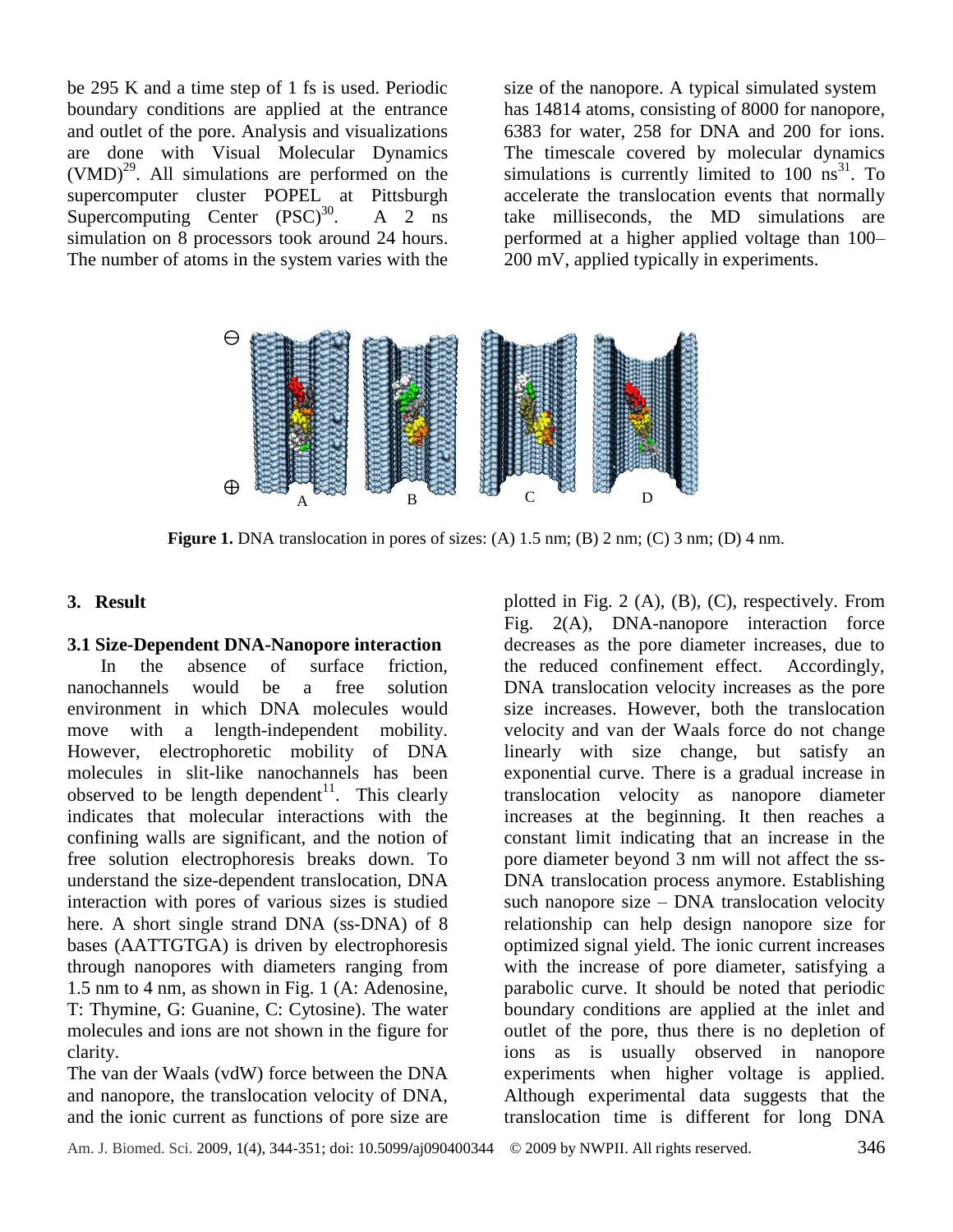be 295 K and a time step of 1 fs is used. Periodic boundary conditions are applied at the entrance and outlet of the pore. Analysis and visualizations are done with Visual Molecular Dynamics (VMD)[29]. All simulations are performed on the supercomputer cluster POPEL at Pittsburgh Supercomputing Center (PSC)[30]. A 2 ns simulation on 8 processors took around 24 hours. The number of atoms in the system varies with the size of the nanopore. A typical simulated system has 14814 atoms, consisting of 8000 for nanopore, 6383 for water, 258 for DNA and 200 for ions. The timescale covered by molecular dynamics simulations is currently limited to 100 ns[31]. To accelerate the translocation events that normally take milliseconds, the MD simulations are performed at a higher applied voltage than 100–200 mV, applied typically in experiments.

**Figure 1.** DNA translocation in pores of sizes: (A) 1.5 nm; (B) 2 nm; (C) 3 nm; (D) 4 nm.

## 3. Result

### 3.1 Size-Dependent DNA-Nanopore interaction

In the absence of surface friction, nanochannels would be a free solution environment in which DNA molecules would move with a length-independent mobility. However, electrophoretic mobility of DNA molecules in slit-like nanochannels has been observed to be length dependent[11]. This clearly indicates that molecular interactions with the confining walls are significant, and the notion of free solution electrophoresis breaks down. To understand the size-dependent translocation, DNA interaction with pores of various sizes is studied here. A short single strand DNA (ss-DNA) of 8 bases (AATTGTGA) is driven by electrophoresis through nanopores with diameters ranging from 1.5 nm to 4 nm, as shown in Fig. 1 (A: Adenosine, T: Thymine, G: Guanine, C: Cytosine). The water molecules and ions are not shown in the figure for clarity.

The van der Waals (vdW) force between the DNA and nanopore, the translocation velocity of DNA, and the ionic current as functions of pore size are plotted in Fig. 2 (A), (B), (C), respectively. From Fig. 2(A), DNA-nanopore interaction force decreases as the pore diameter increases, due to the reduced confinement effect. Accordingly, DNA translocation velocity increases as the pore size increases. However, both the translocation velocity and van der Waals force do not change linearly with size change, but satisfy an exponential curve. There is a gradual increase in translocation velocity as nanopore diameter increases at the beginning. It then reaches a constant limit indicating that an increase in the pore diameter beyond 3 nm will not affect the ss-DNA translocation process anymore. Establishing such nanopore size – DNA translocation velocity relationship can help design nanopore size for optimized signal yield. The ionic current increases with the increase of pore diameter, satisfying a parabolic curve. It should be noted that periodic boundary conditions are applied at the inlet and outlet of the pore, thus there is no depletion of ions as is usually observed in nanopore experiments when higher voltage is applied. Although experimental data suggests that the translocation time is different for long DNA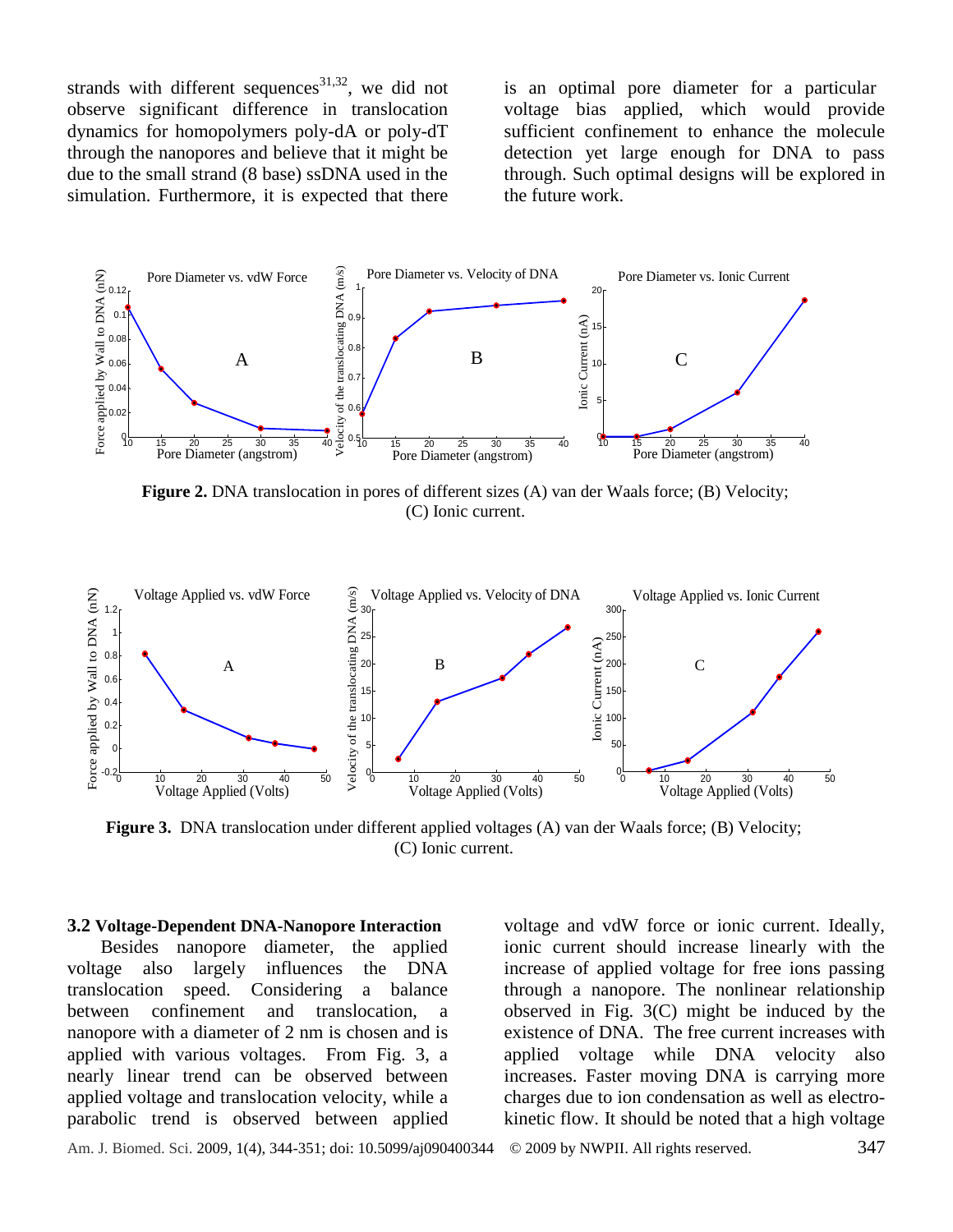strands with different sequences[31,32], we did not observe significant difference in translocation dynamics for homopolymers poly-dA or poly-dT through the nanopores and believe that it might be due to the small strand (8 base) ssDNA used in the simulation. Furthermore, it is expected that there is an optimal pore diameter for a particular voltage bias applied, which would provide sufficient confinement to enhance the molecule detection yet large enough for DNA to pass through. Such optimal designs will be explored in the future work.

**Figure 2.** DNA translocation in pores of different sizes (A) van der Waals force; (B) Velocity; (C) Ionic current.

**Figure 3.** DNA translocation under different applied voltages (A) van der Waals force; (B) Velocity; (C) Ionic current.

### 3.2 Voltage-Dependent DNA-Nanopore Interaction

Besides nanopore diameter, the applied voltage also largely influences the DNA translocation speed. Considering a balance between confinement and translocation, a nanopore with a diameter of 2 nm is chosen and is applied with various voltages. From Fig. 3, a nearly linear trend can be observed between applied voltage and translocation velocity, while a parabolic trend is observed between applied voltage and vdW force or ionic current. Ideally, ionic current should increase linearly with the increase of applied voltage for free ions passing through a nanopore. The nonlinear relationship observed in Fig. 3(C) might be induced by the existence of DNA. The free current increases with applied voltage while DNA velocity also increases. Faster moving DNA is carrying more charges due to ion condensation as well as electro-kinetic flow. It should be noted that a high voltage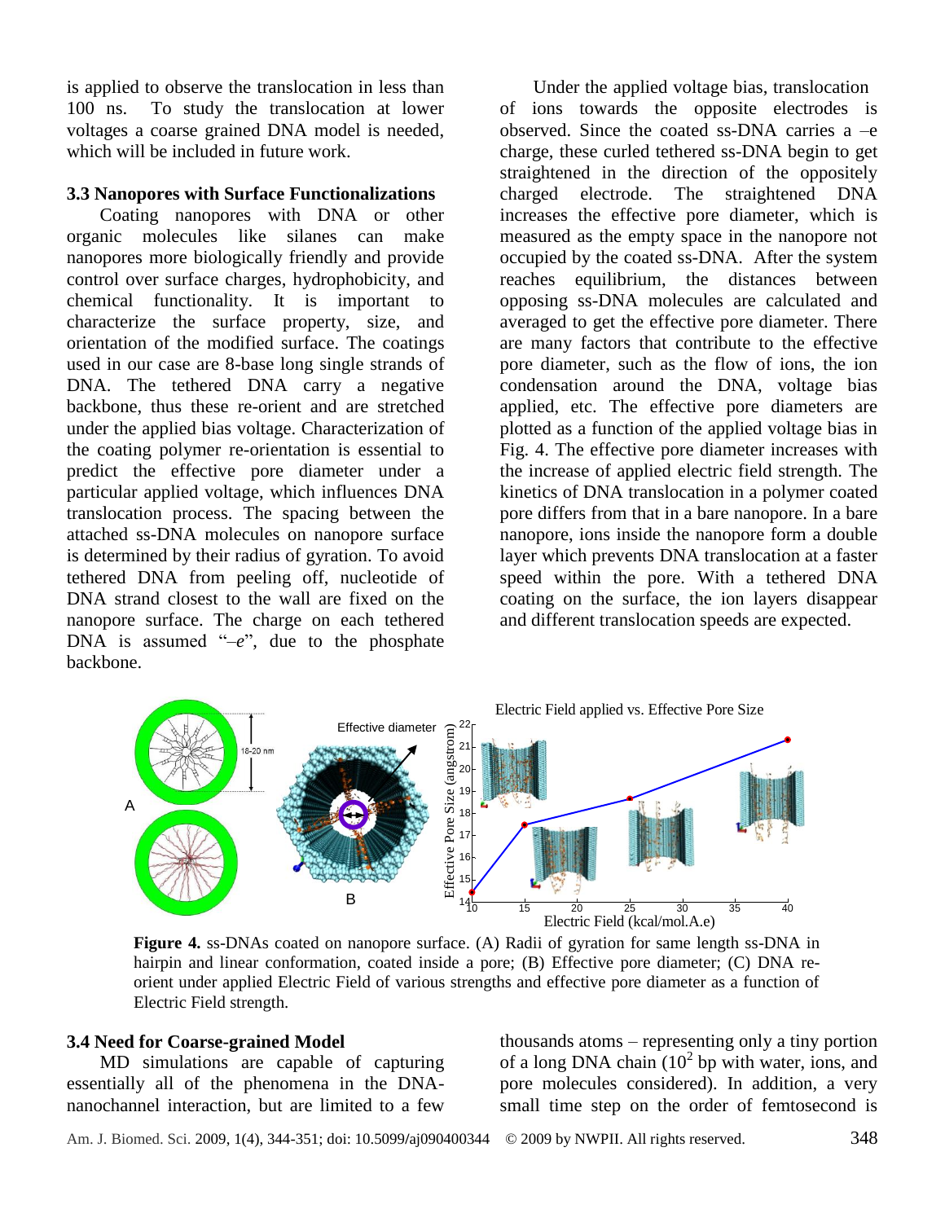is applied to observe the translocation in less than 100 ns. To study the translocation at lower voltages a coarse grained DNA model is needed, which will be included in future work.

### 3.3 Nanopores with Surface Functionalizations

Coating nanopores with DNA or other organic molecules like silanes can make nanopores more biologically friendly and provide control over surface charges, hydrophobicity, and chemical functionality. It is important to characterize the surface property, size, and orientation of the modified surface. The coatings used in our case are 8-base long single strands of DNA. The tethered DNA carry a negative backbone, thus these re-orient and are stretched under the applied bias voltage. Characterization of the coating polymer re-orientation is essential to predict the effective pore diameter under a particular applied voltage, which influences DNA translocation process. The spacing between the attached ss-DNA molecules on nanopore surface is determined by their radius of gyration. To avoid tethered DNA from peeling off, nucleotide of DNA strand closest to the wall are fixed on the nanopore surface. The charge on each tethered DNA is assumed "–*e*", due to the phosphate backbone.

Under the applied voltage bias, translocation of ions towards the opposite electrodes is observed. Since the coated ss-DNA carries a –e charge, these curled tethered ss-DNA begin to get straightened in the direction of the oppositely charged electrode. The straightened DNA increases the effective pore diameter, which is measured as the empty space in the nanopore not occupied by the coated ss-DNA. After the system reaches equilibrium, the distances between opposing ss-DNA molecules are calculated and averaged to get the effective pore diameter. There are many factors that contribute to the effective pore diameter, such as the flow of ions, the ion condensation around the DNA, voltage bias applied, etc. The effective pore diameters are plotted as a function of the applied voltage bias in Fig. 4. The effective pore diameter increases with the increase of applied electric field strength. The kinetics of DNA translocation in a polymer coated pore differs from that in a bare nanopore. In a bare nanopore, ions inside the nanopore form a double layer which prevents DNA translocation at a faster speed within the pore. With a tethered DNA coating on the surface, the ion layers disappear and different translocation speeds are expected.

**Figure 4.** ss-DNAs coated on nanopore surface. (A) Radii of gyration for same length ss-DNA in hairpin and linear conformation, coated inside a pore; (B) Effective pore diameter; (C) DNA re-orient under applied Electric Field of various strengths and effective pore diameter as a function of Electric Field strength.

### 3.4 Need for Coarse-grained Model

MD simulations are capable of capturing essentially all of the phenomena in the DNA-nanochannel interaction, but are limited to a few thousands atoms – representing only a tiny portion of a long DNA chain ($10^2$ bp with water, ions, and pore molecules considered). In addition, a very small time step on the order of femtosecond is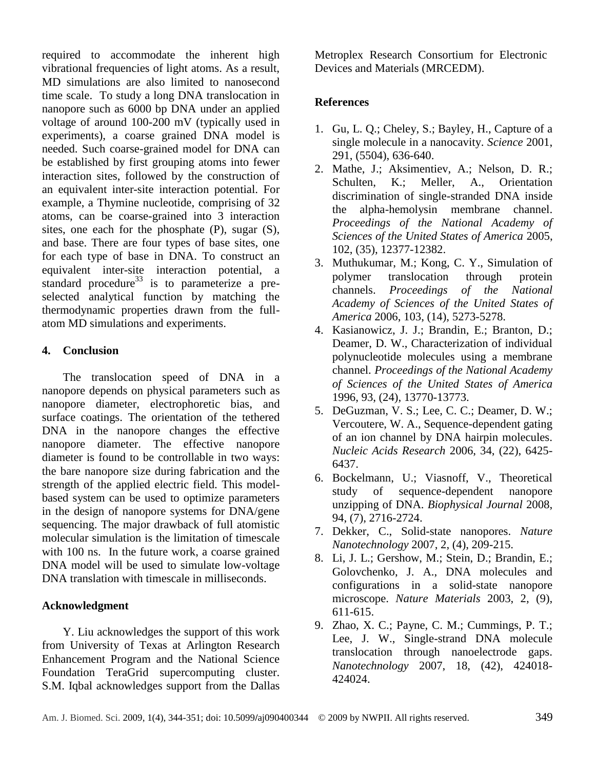required to accommodate the inherent high vibrational frequencies of light atoms. As a result, MD simulations are also limited to nanosecond time scale. To study a long DNA translocation in nanopore such as 6000 bp DNA under an applied voltage of around 100-200 mV (typically used in experiments), a coarse grained DNA model is needed. Such coarse-grained model for DNA can be established by first grouping atoms into fewer interaction sites, followed by the construction of an equivalent inter-site interaction potential. For example, a Thymine nucleotide, comprising of 32 atoms, can be coarse-grained into 3 interaction sites, one each for the phosphate (P), sugar (S), and base. There are four types of base sites, one for each type of base in DNA. To construct an equivalent inter-site interaction potential, a standard procedure[33] is to parameterize a pre-selected analytical function by matching the thermodynamic properties drawn from the full-atom MD simulations and experiments.

## 4. Conclusion

The translocation speed of DNA in a nanopore depends on physical parameters such as nanopore diameter, electrophoretic bias, and surface coatings. The orientation of the tethered DNA in the nanopore changes the effective nanopore diameter. The effective nanopore diameter is found to be controllable in two ways: the bare nanopore size during fabrication and the strength of the applied electric field. This model-based system can be used to optimize parameters in the design of nanopore systems for DNA/gene sequencing. The major drawback of full atomistic molecular simulation is the limitation of timescale with 100 ns. In the future work, a coarse grained DNA model will be used to simulate low-voltage DNA translation with timescale in milliseconds.

## Acknowledgment

Y. Liu acknowledges the support of this work from University of Texas at Arlington Research Enhancement Program and the National Science Foundation TeraGrid supercomputing cluster. S.M. Iqbal acknowledges support from the Dallas Metroplex Research Consortium for Electronic Devices and Materials (MRCEDM).

## References

1. Gu, L. Q.; Cheley, S.; Bayley, H., Capture of a single molecule in a nanocavity. *Science* 2001, 291, (5504), 636-640.
2. Mathe, J.; Aksimentiev, A.; Nelson, D. R.; Schulten, K.; Meller, A., Orientation discrimination of single-stranded DNA inside the alpha-hemolysin membrane channel. *Proceedings of the National Academy of Sciences of the United States of America* 2005, 102, (35), 12377-12382.
3. Muthukumar, M.; Kong, C. Y., Simulation of polymer translocation through protein channels. *Proceedings of the National Academy of Sciences of the United States of America* 2006, 103, (14), 5273-5278.
4. Kasianowicz, J. J.; Brandin, E.; Branton, D.; Deamer, D. W., Characterization of individual polynucleotide molecules using a membrane channel. *Proceedings of the National Academy of Sciences of the United States of America* 1996, 93, (24), 13770-13773.
5. DeGuzman, V. S.; Lee, C. C.; Deamer, D. W.; Vercoutere, W. A., Sequence-dependent gating of an ion channel by DNA hairpin molecules. *Nucleic Acids Research* 2006, 34, (22), 6425-6437.
6. Bockelmann, U.; Viasnoff, V., Theoretical study of sequence-dependent nanopore unzipping of DNA. *Biophysical Journal* 2008, 94, (7), 2716-2724.
7. Dekker, C., Solid-state nanopores. *Nature Nanotechnology* 2007, 2, (4), 209-215.
8. Li, J. L.; Gershow, M.; Stein, D.; Brandin, E.; Golovchenko, J. A., DNA molecules and configurations in a solid-state nanopore microscope. *Nature Materials* 2003, 2, (9), 611-615.
9. Zhao, X. C.; Payne, C. M.; Cummings, P. T.; Lee, J. W., Single-strand DNA molecule translocation through nanoelectrode gaps. *Nanotechnology* 2007, 18, (42), 424018-424024.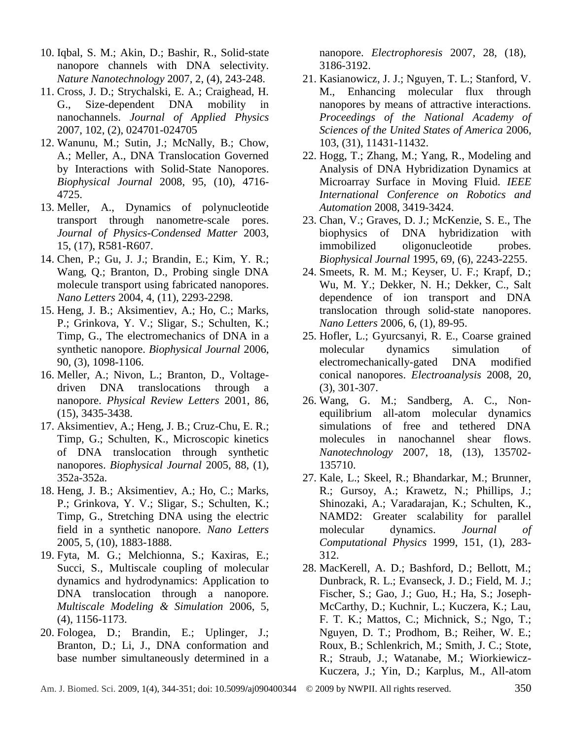10. Iqbal, S. M.; Akin, D.; Bashir, R., Solid-state nanopore channels with DNA selectivity. *Nature Nanotechnology* 2007, 2, (4), 243-248.
11. Cross, J. D.; Strychalski, E. A.; Craighead, H. G., Size-dependent DNA mobility in nanochannels. *Journal of Applied Physics* 2007, 102, (2), 024701-024705
12. Wanunu, M.; Sutin, J.; McNally, B.; Chow, A.; Meller, A., DNA Translocation Governed by Interactions with Solid-State Nanopores. *Biophysical Journal* 2008, 95, (10), 4716-4725.
13. Meller, A., Dynamics of polynucleotide transport through nanometre-scale pores. *Journal of Physics-Condensed Matter* 2003, 15, (17), R581-R607.
14. Chen, P.; Gu, J. J.; Brandin, E.; Kim, Y. R.; Wang, Q.; Branton, D., Probing single DNA molecule transport using fabricated nanopores. *Nano Letters* 2004, 4, (11), 2293-2298.
15. Heng, J. B.; Aksimentiev, A.; Ho, C.; Marks, P.; Grinkova, Y. V.; Sligar, S.; Schulten, K.; Timp, G., The electromechanics of DNA in a synthetic nanopore. *Biophysical Journal* 2006, 90, (3), 1098-1106.
16. Meller, A.; Nivon, L.; Branton, D., Voltage-driven DNA translocations through a nanopore. *Physical Review Letters* 2001, 86, (15), 3435-3438.
17. Aksimentiev, A.; Heng, J. B.; Cruz-Chu, E. R.; Timp, G.; Schulten, K., Microscopic kinetics of DNA translocation through synthetic nanopores. *Biophysical Journal* 2005, 88, (1), 352a-352a.
18. Heng, J. B.; Aksimentiev, A.; Ho, C.; Marks, P.; Grinkova, Y. V.; Sligar, S.; Schulten, K.; Timp, G., Stretching DNA using the electric field in a synthetic nanopore. *Nano Letters* 2005, 5, (10), 1883-1888.
19. Fyta, M. G.; Melchionna, S.; Kaxiras, E.; Succi, S., Multiscale coupling of molecular dynamics and hydrodynamics: Application to DNA translocation through a nanopore. *Multiscale Modeling & Simulation* 2006, 5, (4), 1156-1173.
20. Fologea, D.; Brandin, E.; Uplinger, J.; Branton, D.; Li, J., DNA conformation and base number simultaneously determined in a nanopore. *Electrophoresis* 2007, 28, (18), 3186-3192.
21. Kasianowicz, J. J.; Nguyen, T. L.; Stanford, V. M., Enhancing molecular flux through nanopores by means of attractive interactions. *Proceedings of the National Academy of Sciences of the United States of America* 2006, 103, (31), 11431-11432.
22. Hogg, T.; Zhang, M.; Yang, R., Modeling and Analysis of DNA Hybridization Dynamics at Microarray Surface in Moving Fluid. *IEEE International Conference on Robotics and Automation* 2008, 3419-3424.
23. Chan, V.; Graves, D. J.; McKenzie, S. E., The biophysics of DNA hybridization with immobilized oligonucleotide probes. *Biophysical Journal* 1995, 69, (6), 2243-2255.
24. Smeets, R. M. M.; Keyser, U. F.; Krapf, D.; Wu, M. Y.; Dekker, N. H.; Dekker, C., Salt dependence of ion transport and DNA translocation through solid-state nanopores. *Nano Letters* 2006, 6, (1), 89-95.
25. Hofler, L.; Gyurcsanyi, R. E., Coarse grained molecular dynamics simulation of electromechanically-gated DNA modified conical nanopores. *Electroanalysis* 2008, 20, (3), 301-307.
26. Wang, G. M.; Sandberg, A. C., Non-equilibrium all-atom molecular dynamics simulations of free and tethered DNA molecules in nanochannel shear flows. *Nanotechnology* 2007, 18, (13), 135702-135710.
27. Kale, L.; Skeel, R.; Bhandarkar, M.; Brunner, R.; Gursoy, A.; Krawetz, N.; Phillips, J.; Shinozaki, A.; Varadarajan, K.; Schulten, K., NAMD2: Greater scalability for parallel molecular dynamics. *Journal of Computational Physics* 1999, 151, (1), 283-312.
28. MacKerell, A. D.; Bashford, D.; Bellott, M.; Dunbrack, R. L.; Evanseck, J. D.; Field, M. J.; Fischer, S.; Gao, J.; Guo, H.; Ha, S.; Joseph-McCarthy, D.; Kuchnir, L.; Kuczera, K.; Lau, F. T. K.; Mattos, C.; Michnick, S.; Ngo, T.; Nguyen, D. T.; Prodhom, B.; Reiher, W. E.; Roux, B.; Schlenkrich, M.; Smith, J. C.; Stote, R.; Straub, J.; Watanabe, M.; Wiorkiewicz-Kuczera, J.; Yin, D.; Karplus, M., All-atom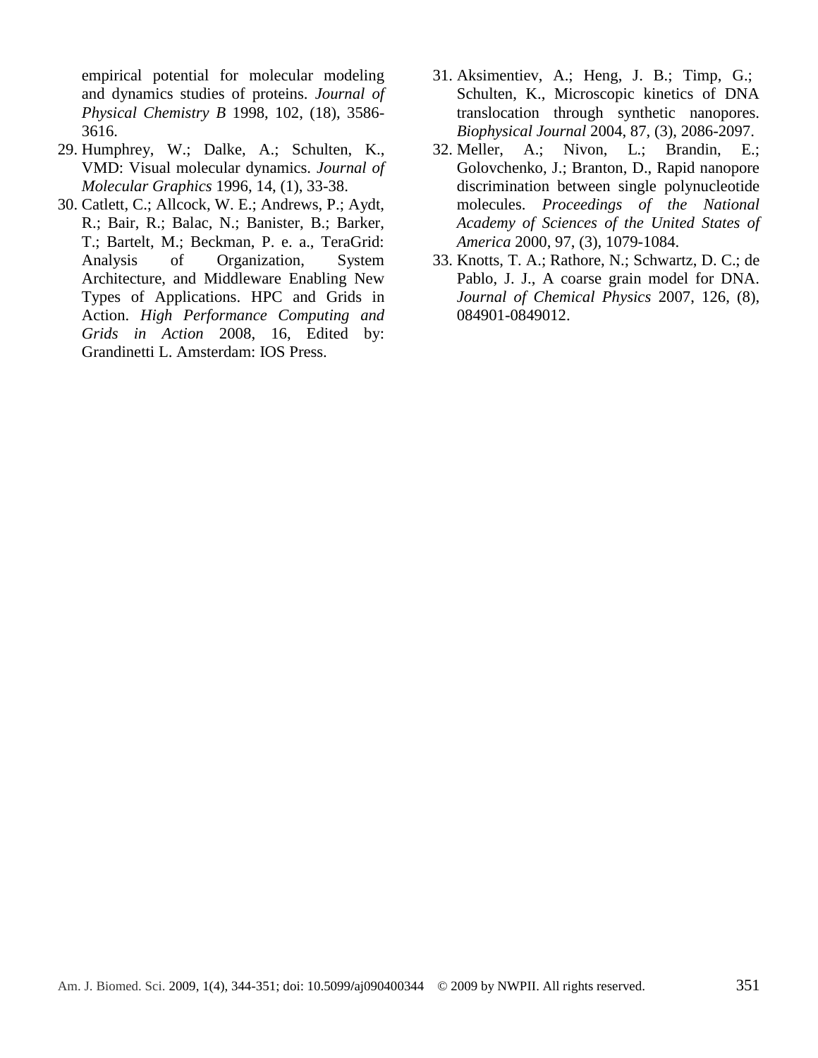empirical potential for molecular modeling and dynamics studies of proteins. *Journal of Physical Chemistry B* 1998, 102, (18), 3586-3616.

29. Humphrey, W.; Dalke, A.; Schulten, K., VMD: Visual molecular dynamics. *Journal of Molecular Graphics* 1996, 14, (1), 33-38.
30. Catlett, C.; Allcock, W. E.; Andrews, P.; Aydt, R.; Bair, R.; Balac, N.; Banister, B.; Barker, T.; Bartelt, M.; Beckman, P. e. a., TeraGrid: Analysis of Organization, System Architecture, and Middleware Enabling New Types of Applications. HPC and Grids in Action. *High Performance Computing and Grids in Action* 2008, 16, Edited by: Grandinetti L. Amsterdam: IOS Press.
31. Aksimentiev, A.; Heng, J. B.; Timp, G.; Schulten, K., Microscopic kinetics of DNA translocation through synthetic nanopores. *Biophysical Journal* 2004, 87, (3), 2086-2097.
32. Meller, A.; Nivon, L.; Brandin, E.; Golovchenko, J.; Branton, D., Rapid nanopore discrimination between single polynucleotide molecules. *Proceedings of the National Academy of Sciences of the United States of America* 2000, 97, (3), 1079-1084.
33. Knotts, T. A.; Rathore, N.; Schwartz, D. C.; de Pablo, J. J., A coarse grain model for DNA. *Journal of Chemical Physics* 2007, 126, (8), 084901-0849012.